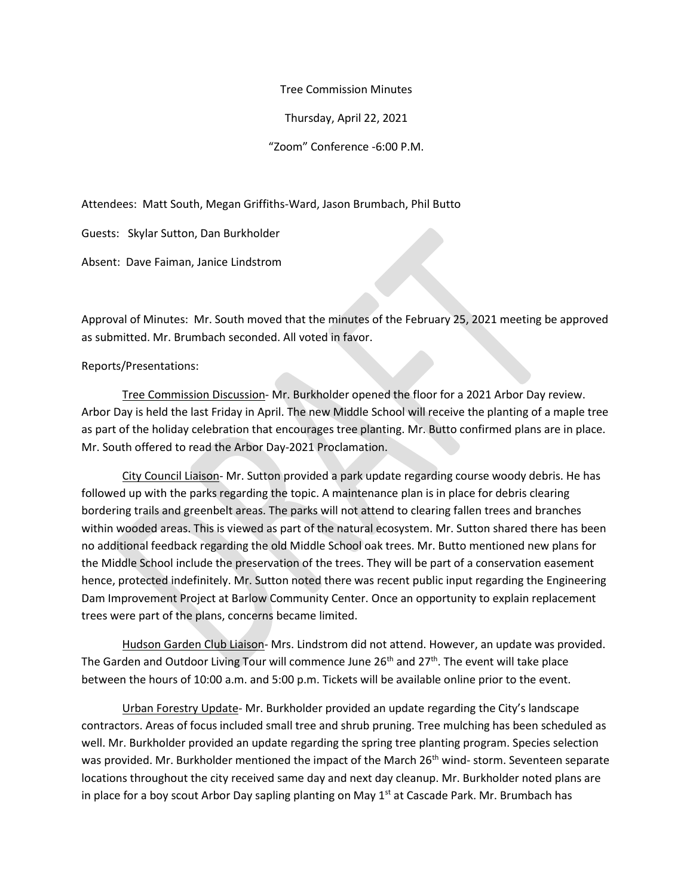Tree Commission Minutes

Thursday, April 22, 2021

"Zoom" Conference -6:00 P.M.

Attendees: Matt South, Megan Griffiths-Ward, Jason Brumbach, Phil Butto

Guests: Skylar Sutton, Dan Burkholder

Absent: Dave Faiman, Janice Lindstrom

Approval of Minutes: Mr. South moved that the minutes of the February 25, 2021 meeting be approved as submitted. Mr. Brumbach seconded. All voted in favor.

Reports/Presentations:

Tree Commission Discussion- Mr. Burkholder opened the floor for a 2021 Arbor Day review. Arbor Day is held the last Friday in April. The new Middle School will receive the planting of a maple tree as part of the holiday celebration that encourages tree planting. Mr. Butto confirmed plans are in place. Mr. South offered to read the Arbor Day-2021 Proclamation.

City Council Liaison- Mr. Sutton provided a park update regarding course woody debris. He has followed up with the parks regarding the topic. A maintenance plan is in place for debris clearing bordering trails and greenbelt areas. The parks will not attend to clearing fallen trees and branches within wooded areas. This is viewed as part of the natural ecosystem. Mr. Sutton shared there has been no additional feedback regarding the old Middle School oak trees. Mr. Butto mentioned new plans for the Middle School include the preservation of the trees. They will be part of a conservation easement hence, protected indefinitely. Mr. Sutton noted there was recent public input regarding the Engineering Dam Improvement Project at Barlow Community Center. Once an opportunity to explain replacement trees were part of the plans, concerns became limited.

Hudson Garden Club Liaison- Mrs. Lindstrom did not attend. However, an update was provided. The Garden and Outdoor Living Tour will commence June 26th and 27th. The event will take place between the hours of 10:00 a.m. and 5:00 p.m. Tickets will be available online prior to the event.

Urban Forestry Update- Mr. Burkholder provided an update regarding the City's landscape contractors. Areas of focus included small tree and shrub pruning. Tree mulching has been scheduled as well. Mr. Burkholder provided an update regarding the spring tree planting program. Species selection was provided. Mr. Burkholder mentioned the impact of the March 26th wind- storm. Seventeen separate locations throughout the city received same day and next day cleanup. Mr. Burkholder noted plans are in place for a boy scout Arbor Day sapling planting on May 1st at Cascade Park. Mr. Brumbach has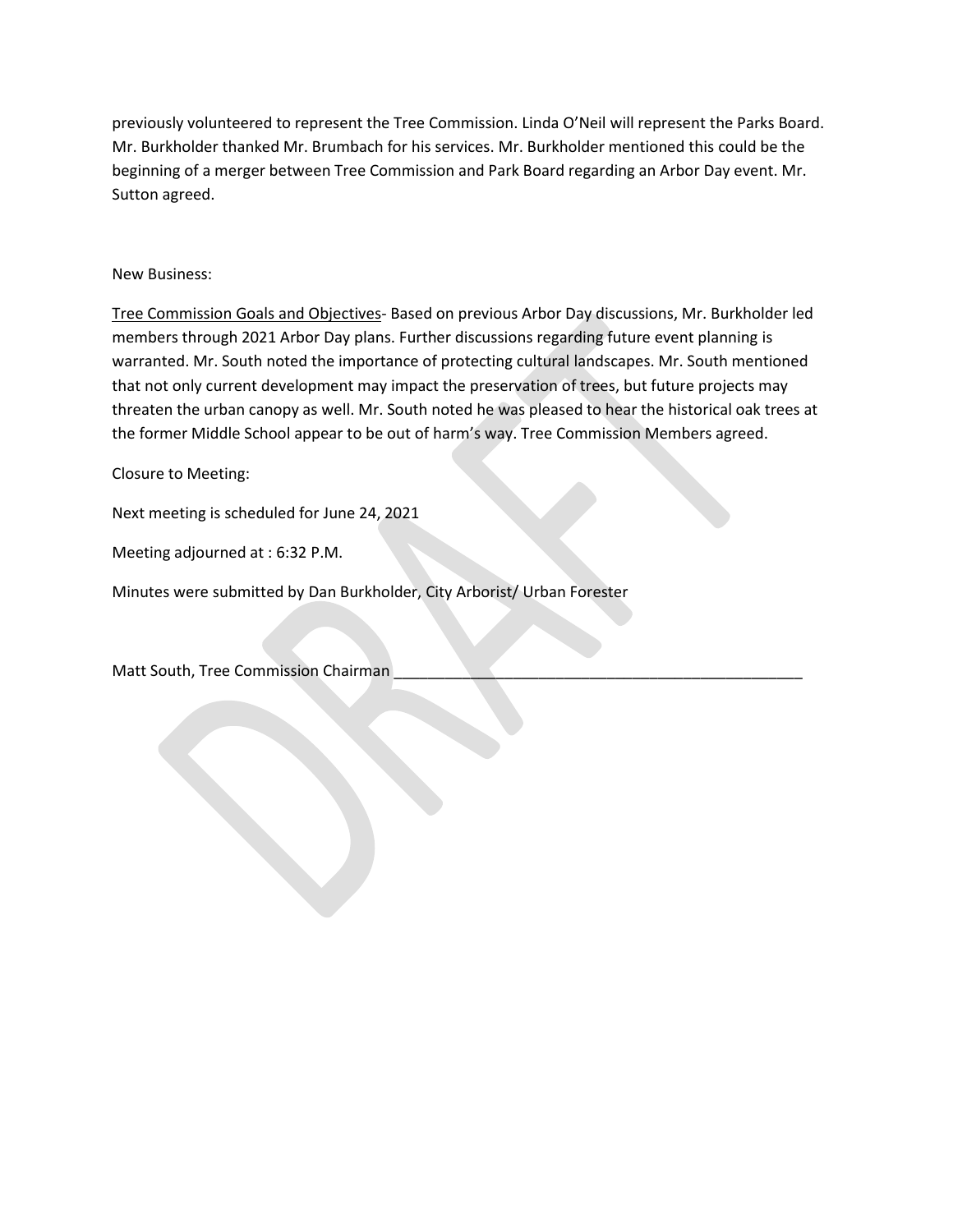previously volunteered to represent the Tree Commission. Linda O'Neil will represent the Parks Board. Mr. Burkholder thanked Mr. Brumbach for his services. Mr. Burkholder mentioned this could be the beginning of a merger between Tree Commission and Park Board regarding an Arbor Day event. Mr. Sutton agreed.

New Business:

<u>Tree Commission Goals and Objectives</u>- Based on previous Arbor Day discussions, Mr. Burkholder led members through 2021 Arbor Day plans. Further discussions regarding future event planning is warranted. Mr. South noted the importance of protecting cultural landscapes. Mr. South mentioned that not only current development may impact the preservation of trees, but future projects may threaten the urban canopy as well. Mr. South noted he was pleased to hear the historical oak trees at the former Middle School appear to be out of harm's way. Tree Commission Members agreed.

Closure to Meeting:

Next meeting is scheduled for June 24, 2021

Meeting adjourned at : 6:32 P.M.

Minutes were submitted by Dan Burkholder, City Arborist/ Urban Forester

Matt South, Tree Commission Chairman __________________________________________________

DRAFT